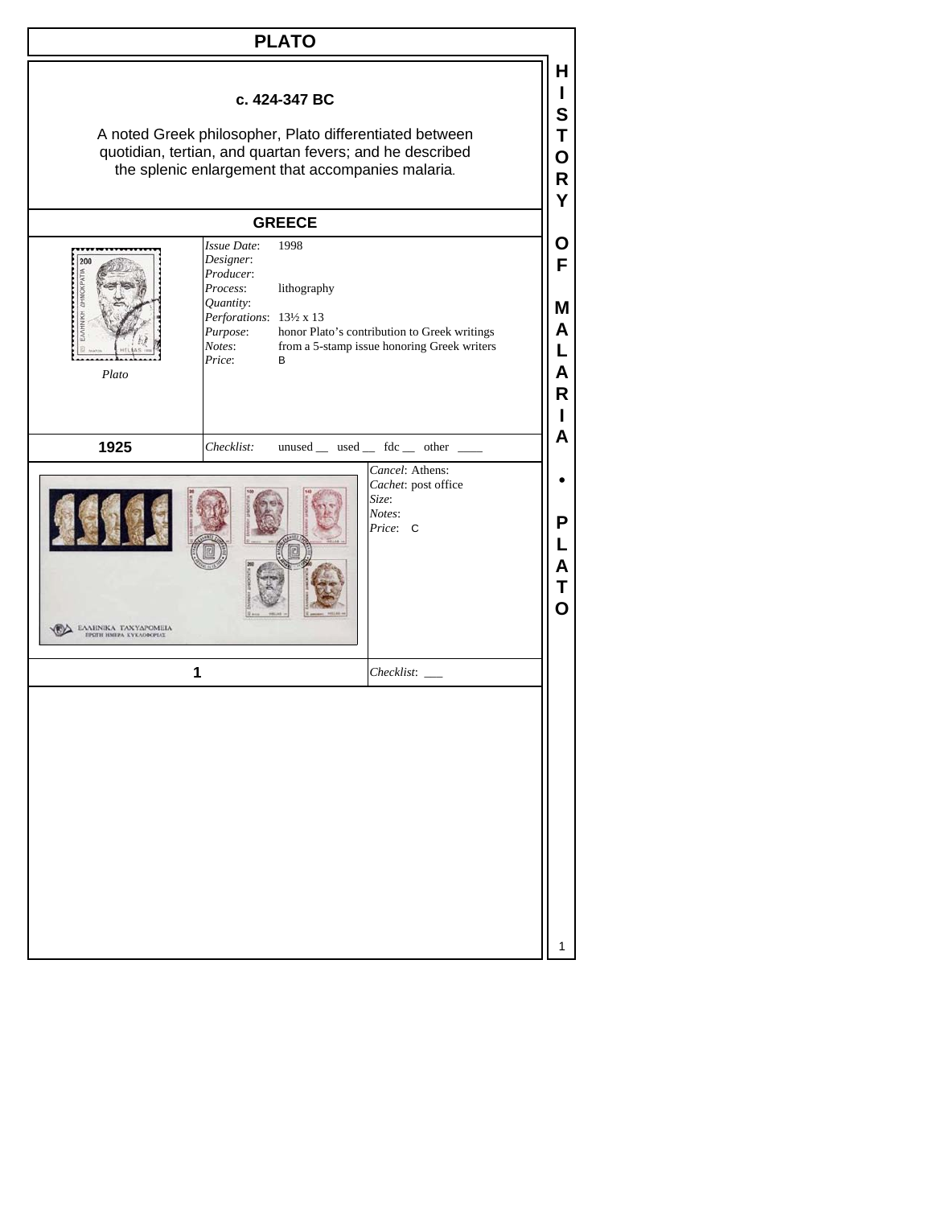# PLATO

**c. 424-347 BC**

A noted Greek philosopher, Plato differentiated between quotidian, tertian, and quartan fevers; and he described the splenic enlargement that accompanies malaria.

## GREECE

*Plato*

*Issue Date*: 1998
*Designer*:
*Producer*:
*Process*: lithography
*Quantity*:
*Perforations*: 13½ x 13
*Purpose*: honor Plato's contribution to Greek writings
*Notes*: from a 5-stamp issue honoring Greek writers
*Price*: B

**1925** *Checklist*: unused __ used __ fdc __ other ____

*Cancel*: Athens:
*Cachet*: post office
*Size*:
*Notes*:
*Price*: C

**1** *Checklist*: ___

HISTORY OF MALARIA • PLATO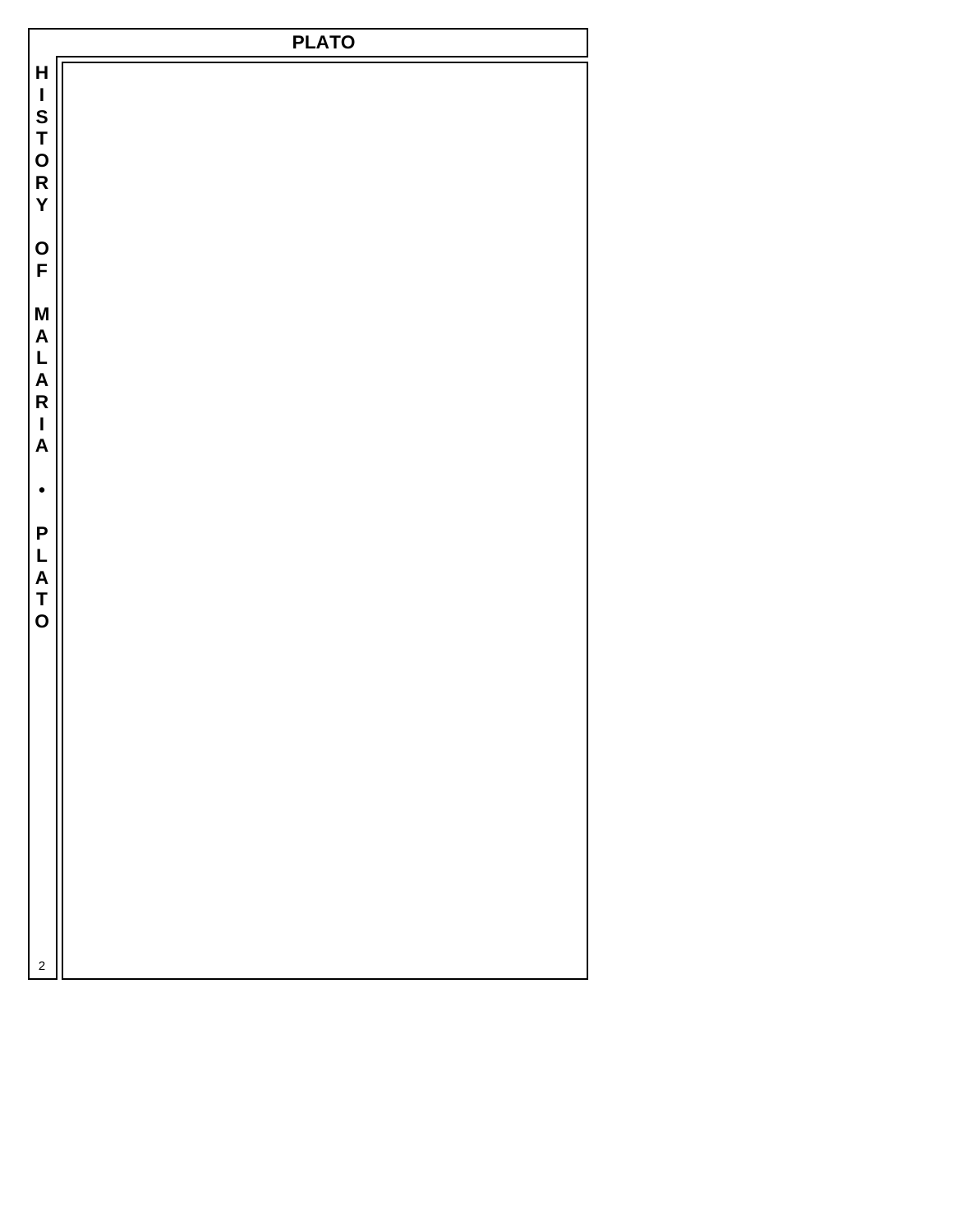# PLATO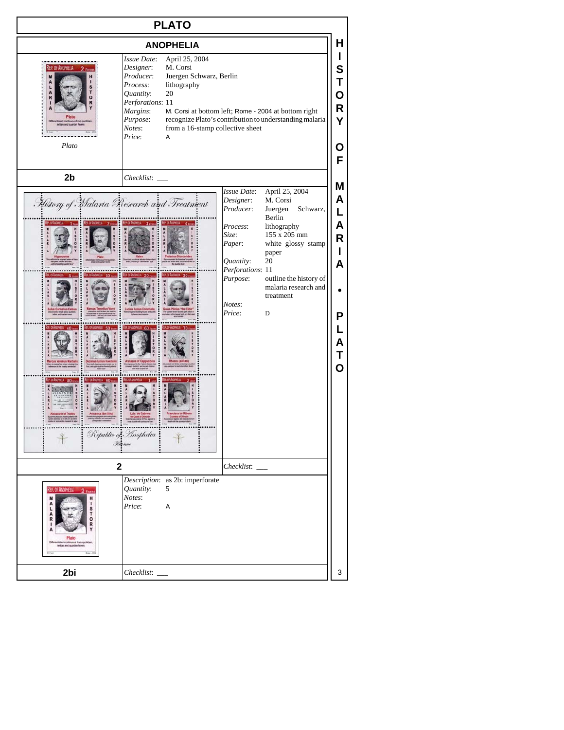# PLATO

## ANOPHELIA

Plato

*Issue Date*: April 25, 2004
*Designer*: M. Corsi
*Producer*: Juergen Schwarz, Berlin
*Process*: lithography
*Quantity*: 20
*Perforations*: 11
*Margins*: M. Corsi at bottom left; Rome - 2004 at bottom right
*Purpose*: recognize Plato's contribution to understanding malaria
*Notes*: from a 16-stamp collective sheet
*Price*: A

**2b** — *Checklist*: ___

*Issue Date*: April 25, 2004
*Designer*: M. Corsi
*Producer*: Juergen Schwarz, Berlin
*Process*: lithography
*Size*: 155 x 205 mm
*Paper*: white glossy stamp paper
*Quantity*: 20
*Perforations*: 11
*Purpose*: outline the history of malaria research and treatment
*Notes*:
*Price*: D

**2** — *Checklist*: ___

*Description*: as 2b: imperforate
*Quantity*: 5
*Notes*:
*Price*: A

**2bi** — *Checklist*: ___

HISTORY OF MALARIA • PLATO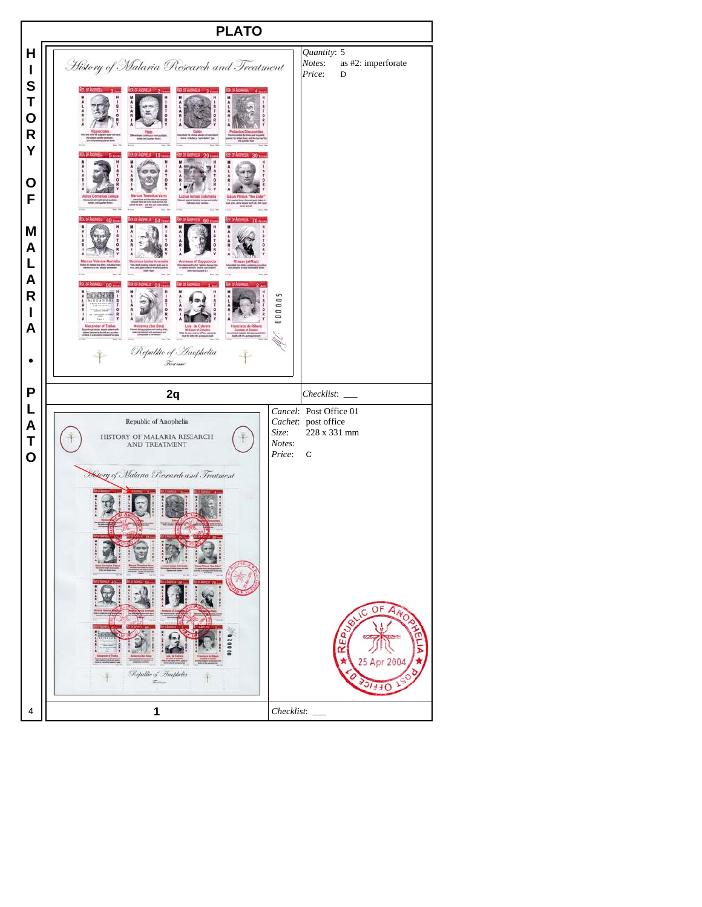# PLATO

| Item | Details |
| --- | --- |
| **2q** | *Quantity*: 5<br>*Notes*: as #2: imperforate<br>*Price*: D<br>*Checklist*: ___ |
| **1** | *Cancel*: Post Office 01<br>*Cachet*: post office<br>*Size*: 228 x 331 mm<br>*Notes*:<br>*Price*: C<br>*Checklist*: ___ |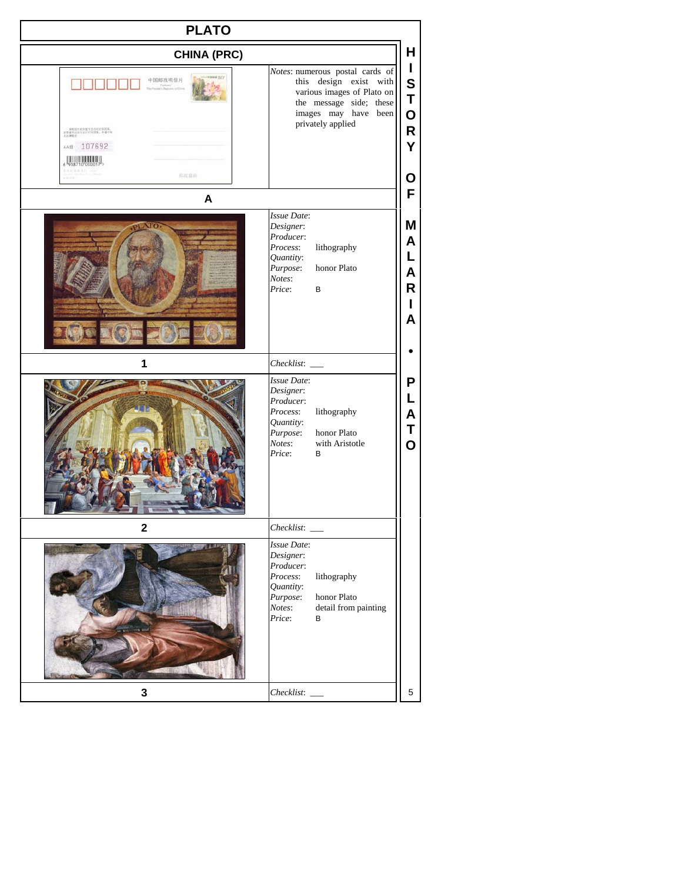# PLATO

## CHINA (PRC)

| A | |
|---|---|
| | *Notes*: numerous postal cards of this design exist with various images of Plato on the message side; these images may have been privately applied |

| 1 | |
|---|---|
| | *Issue Date*: |
| | *Designer*: |
| | *Producer*: |
| | *Process*: lithography |
| | *Quantity*: |
| | *Purpose*: honor Plato |
| | *Notes*: |
| | *Price*: B |
| | *Checklist*: ___ |

| 2 | |
|---|---|
| | *Issue Date*: |
| | *Designer*: |
| | *Producer*: |
| | *Process*: lithography |
| | *Quantity*: |
| | *Purpose*: honor Plato |
| | *Notes*: with Aristotle |
| | *Price*: B |
| | *Checklist*: ___ |

| 3 | |
|---|---|
| | *Issue Date*: |
| | *Designer*: |
| | *Producer*: |
| | *Process*: lithography |
| | *Quantity*: |
| | *Purpose*: honor Plato |
| | *Notes*: detail from painting |
| | *Price*: B |
| | *Checklist*: ___ |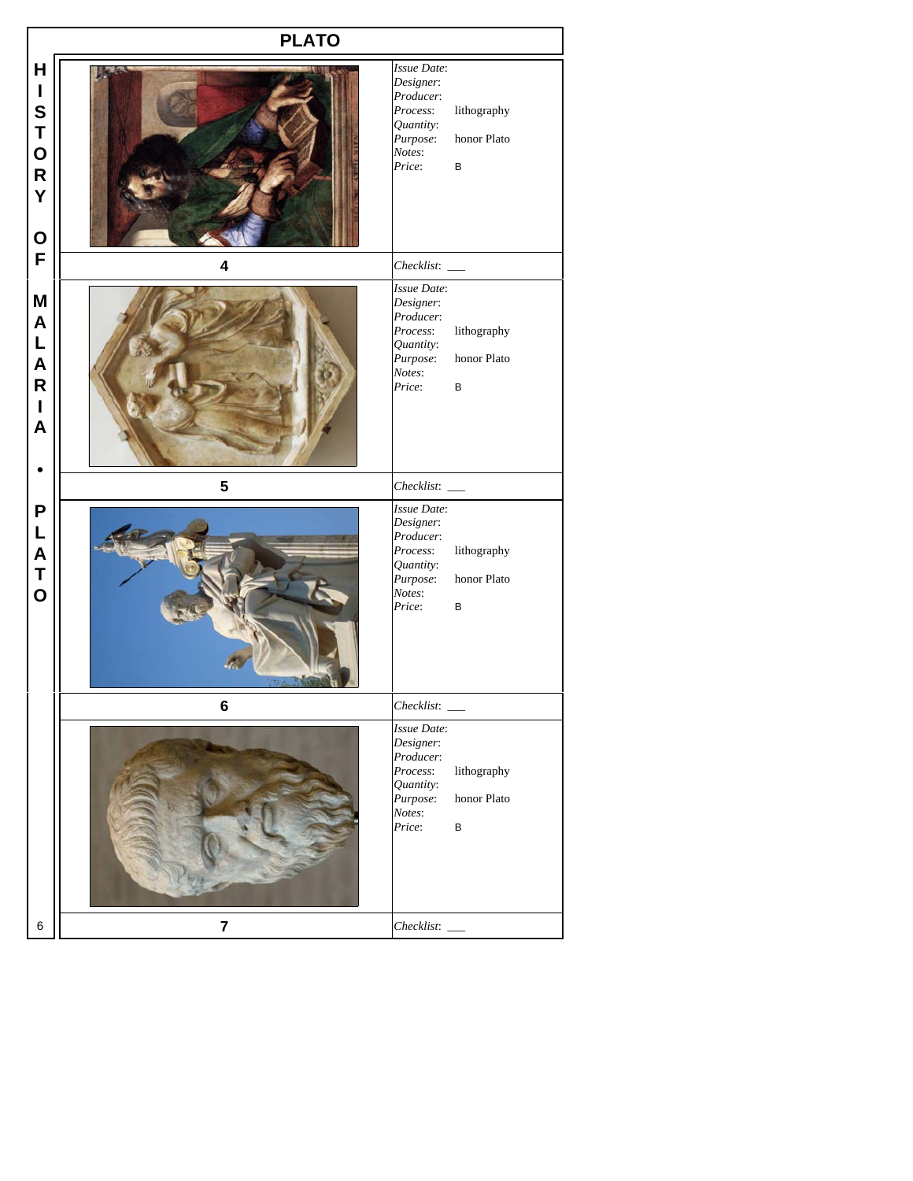## PLATO

HISTORY OF MALARIA • PLATO

| Stamp | Details |
|---|---|
| 4 | *Issue Date*: <br> *Designer*: <br> *Producer*: <br> *Process*: lithography <br> *Quantity*: <br> *Purpose*: honor Plato <br> *Notes*: <br> *Price*: B <br> *Checklist*: ___ |
| 5 | *Issue Date*: <br> *Designer*: <br> *Producer*: <br> *Process*: lithography <br> *Quantity*: <br> *Purpose*: honor Plato <br> *Notes*: <br> *Price*: B <br> *Checklist*: ___ |
| 6 | *Issue Date*: <br> *Designer*: <br> *Producer*: <br> *Process*: lithography <br> *Quantity*: <br> *Purpose*: honor Plato <br> *Notes*: <br> *Price*: B <br> *Checklist*: ___ |
| 7 | *Issue Date*: <br> *Designer*: <br> *Producer*: <br> *Process*: lithography <br> *Quantity*: <br> *Purpose*: honor Plato <br> *Notes*: <br> *Price*: B <br> *Checklist*: ___ |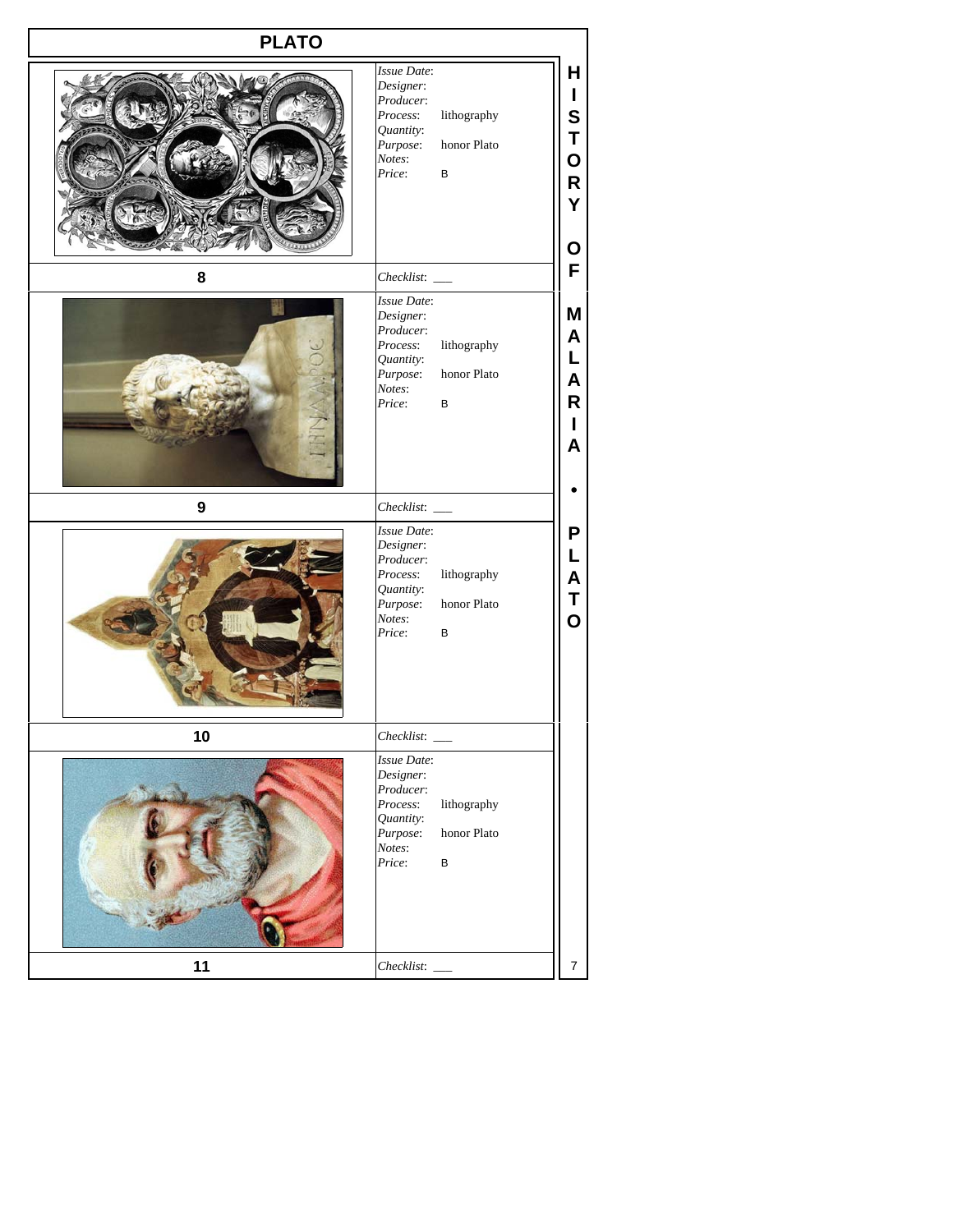# PLATO

| | |
|---|---|
| **8** | *Issue Date*:<br>*Designer*:<br>*Producer*:<br>*Process*: lithography<br>*Quantity*:<br>*Purpose*: honor Plato<br>*Notes*:<br>*Price*: B<br><br>*Checklist*: ___ |
| **9** | *Issue Date*:<br>*Designer*:<br>*Producer*:<br>*Process*: lithography<br>*Quantity*:<br>*Purpose*: honor Plato<br>*Notes*:<br>*Price*: B<br><br>*Checklist*: ___ |
| **10** | *Issue Date*:<br>*Designer*:<br>*Producer*:<br>*Process*: lithography<br>*Quantity*:<br>*Purpose*: honor Plato<br>*Notes*:<br>*Price*: B<br><br>*Checklist*: ___ |
| **11** | *Issue Date*:<br>*Designer*:<br>*Producer*:<br>*Process*: lithography<br>*Quantity*:<br>*Purpose*: honor Plato<br>*Notes*:<br>*Price*: B<br><br>*Checklist*: ___ |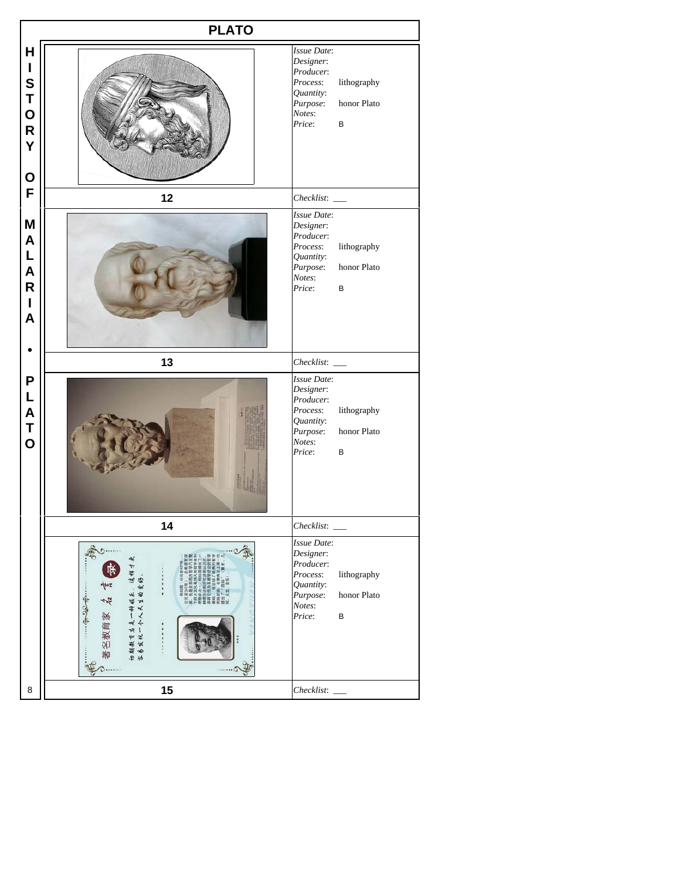# PLATO

HISTORY OF MALARIA • PLATO

| Stamp | Details |
| --- | --- |
| 12 | *Issue Date*:<br>*Designer*:<br>*Producer*:<br>*Process*: lithography<br>*Quantity*:<br>*Purpose*: honor Plato<br>*Notes*:<br>*Price*: B<br><br>*Checklist*: ___ |
| 13 | *Issue Date*:<br>*Designer*:<br>*Producer*:<br>*Process*: lithography<br>*Quantity*:<br>*Purpose*: honor Plato<br>*Notes*:<br>*Price*: B<br><br>*Checklist*: ___ |
| 14 | *Issue Date*:<br>*Designer*:<br>*Producer*:<br>*Process*: lithography<br>*Quantity*:<br>*Purpose*: honor Plato<br>*Notes*:<br>*Price*: B<br><br>*Checklist*: ___ |
| 15 | *Issue Date*:<br>*Designer*:<br>*Producer*:<br>*Process*: lithography<br>*Quantity*:<br>*Purpose*: honor Plato<br>*Notes*:<br>*Price*: B<br><br>*Checklist*: ___ |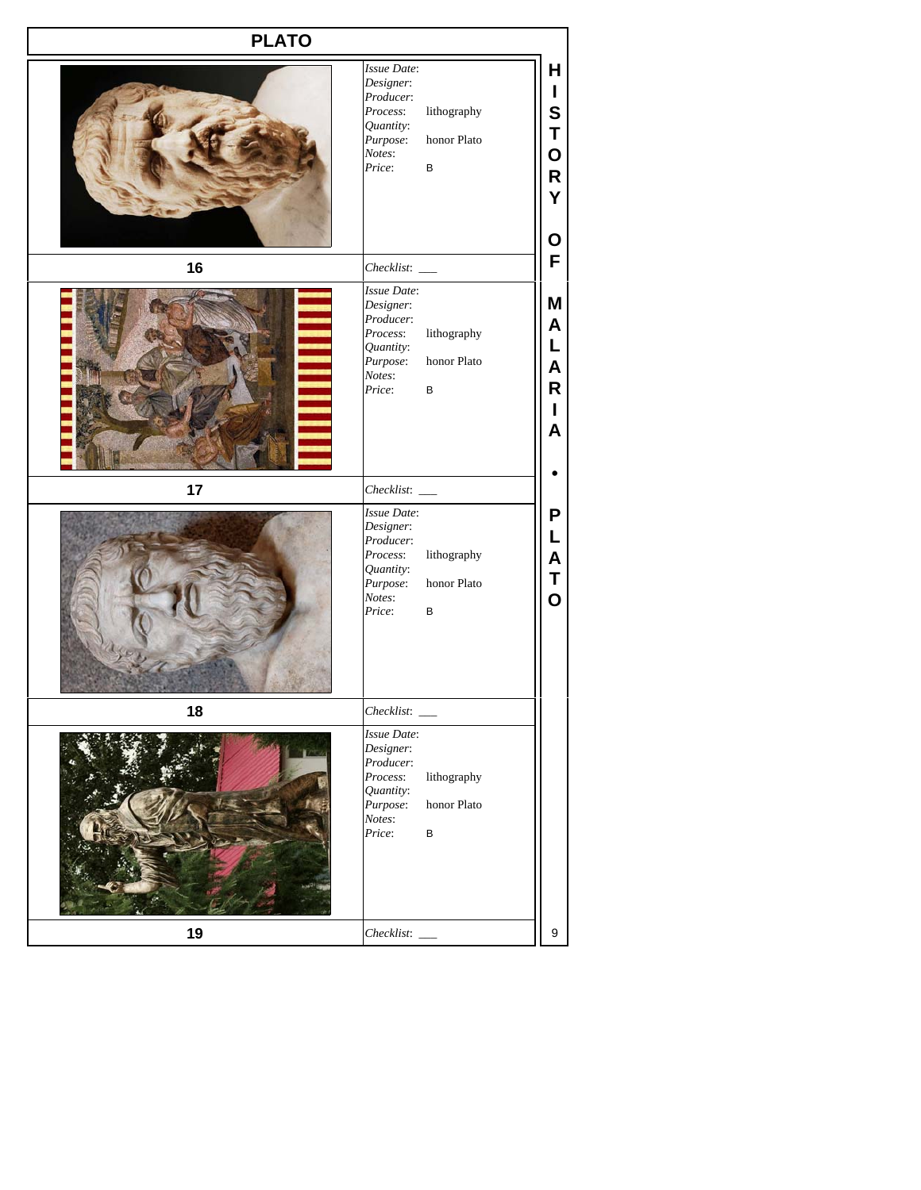# PLATO

| | |
|---|---|
| | *Issue Date*: <br> *Designer*: <br> *Producer*: <br> *Process*: lithography <br> *Quantity*: <br> *Purpose*: honor Plato <br> *Notes*: <br> *Price*: B |
| **16** | *Checklist*: ___ |
| | *Issue Date*: <br> *Designer*: <br> *Producer*: <br> *Process*: lithography <br> *Quantity*: <br> *Purpose*: honor Plato <br> *Notes*: <br> *Price*: B |
| **17** | *Checklist*: ___ |
| | *Issue Date*: <br> *Designer*: <br> *Producer*: <br> *Process*: lithography <br> *Quantity*: <br> *Purpose*: honor Plato <br> *Notes*: <br> *Price*: B |
| **18** | *Checklist*: ___ |
| | *Issue Date*: <br> *Designer*: <br> *Producer*: <br> *Process*: lithography <br> *Quantity*: <br> *Purpose*: honor Plato <br> *Notes*: <br> *Price*: B |
| **19** | *Checklist*: ___ |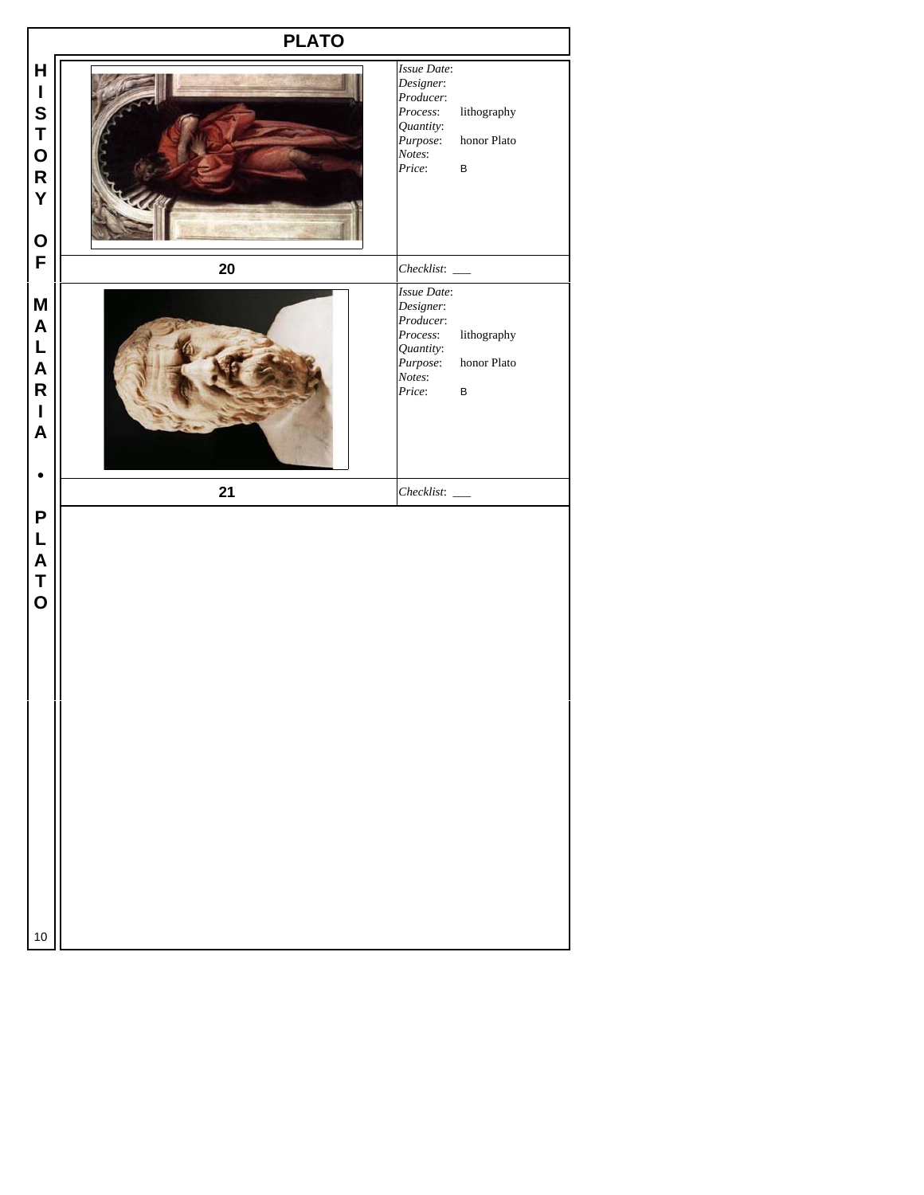# PLATO

| | |
|---|---|
| | *Issue Date*: <br> *Designer*: <br> *Producer*: <br> *Process*: lithography <br> *Quantity*: <br> *Purpose*: honor Plato <br> *Notes*: <br> *Price*: B |
| **20** | *Checklist*: ___ |
| | *Issue Date*: <br> *Designer*: <br> *Producer*: <br> *Process*: lithography <br> *Quantity*: <br> *Purpose*: honor Plato <br> *Notes*: <br> *Price*: B |
| **21** | *Checklist*: ___ |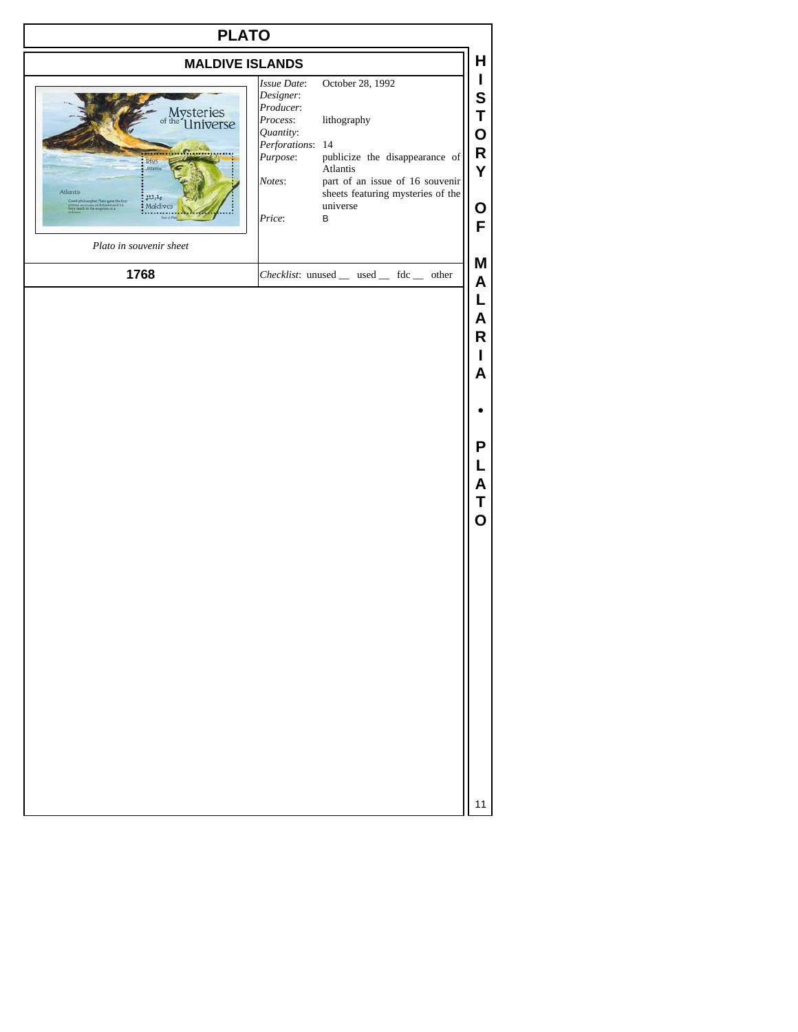# PLATO

## MALDIVE ISLANDS

*Plato in souvenir sheet*

| | |
|---|---|
| *Issue Date*: | October 28, 1992 |
| *Designer*: | |
| *Producer*: | |
| *Process*: | lithography |
| *Quantity*: | |
| *Perforations*: | 14 |
| *Purpose*: | publicize the disappearance of Atlantis |
| *Notes*: | part of an issue of 16 souvenir sheets featuring mysteries of the universe |
| *Price*: | B |

**1768**

*Checklist*: unused __ used __ fdc __ other

HISTORY OF MALARIA • PLATO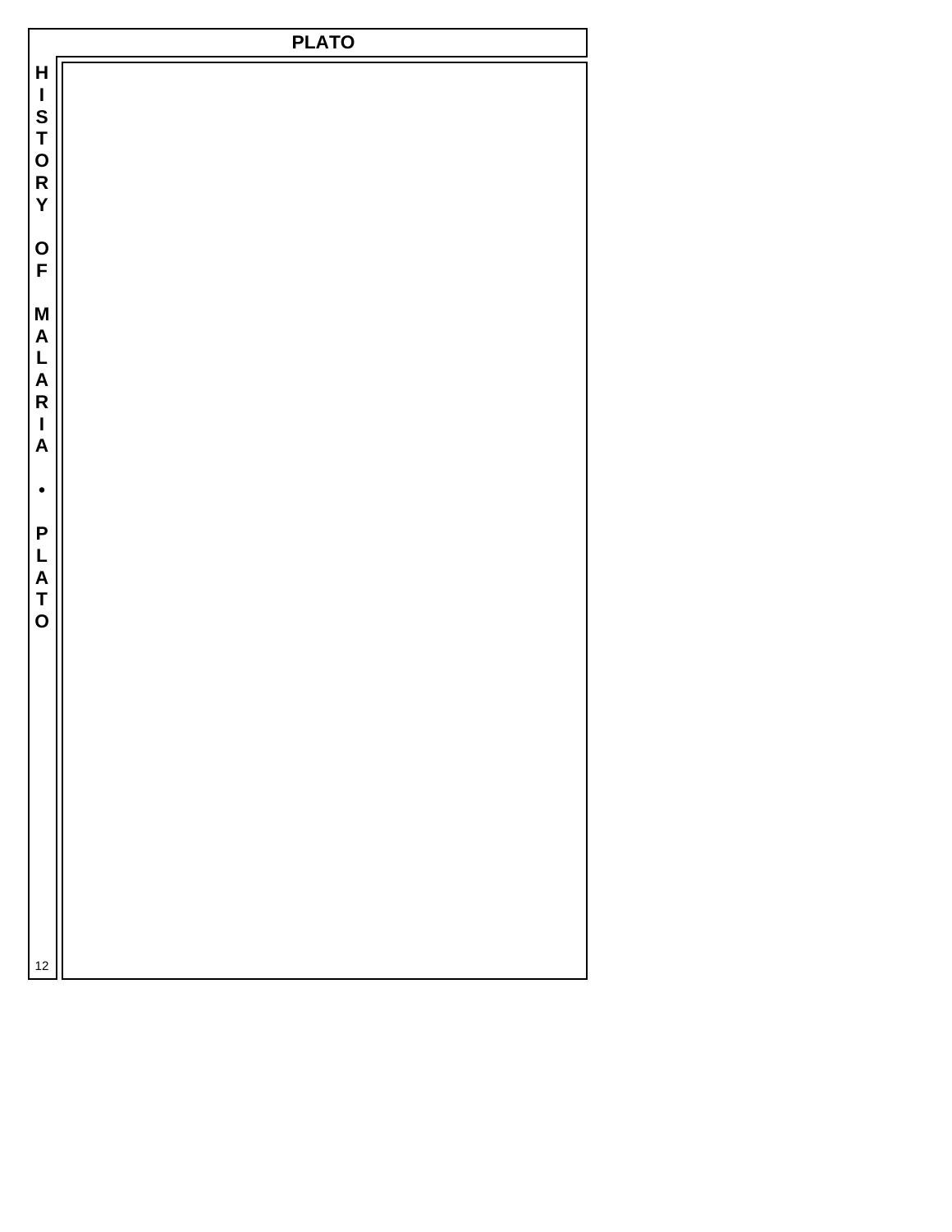# PLATO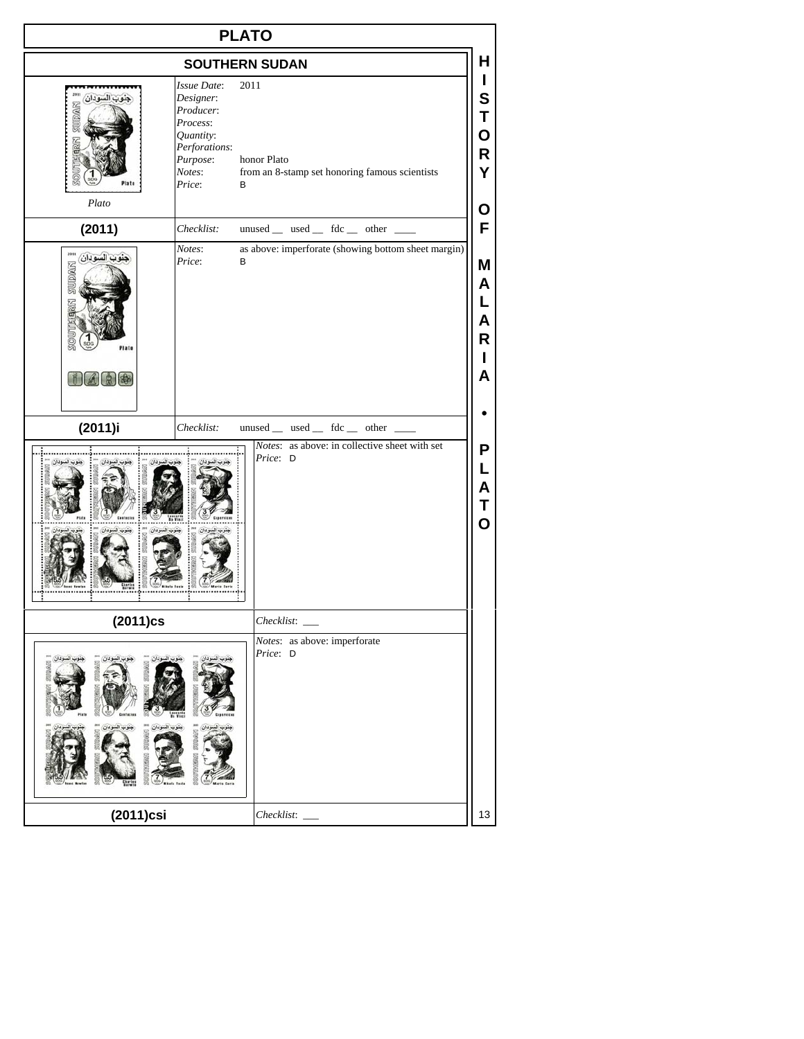# PLATO

## SOUTHERN SUDAN

Plato

*Issue Date*: 2011
*Designer*:
*Producer*:
*Process*:
*Quantity*:
*Perforations*:
*Purpose*: honor Plato
*Notes*: from an 8-stamp set honoring famous scientists
*Price*: B

**(2011)** *Checklist*: unused __ used __ fdc __ other ____

*Notes*: as above: imperforate (showing bottom sheet margin)
*Price*: B

**(2011)i** *Checklist*: unused __ used __ fdc __ other ____

*Notes*: as above: in collective sheet with set
*Price*: D

**(2011)cs** *Checklist*: ___

*Notes*: as above: imperforate
*Price*: D

**(2011)csi** *Checklist*: ___

HISTORY OF MALARIA • PLATO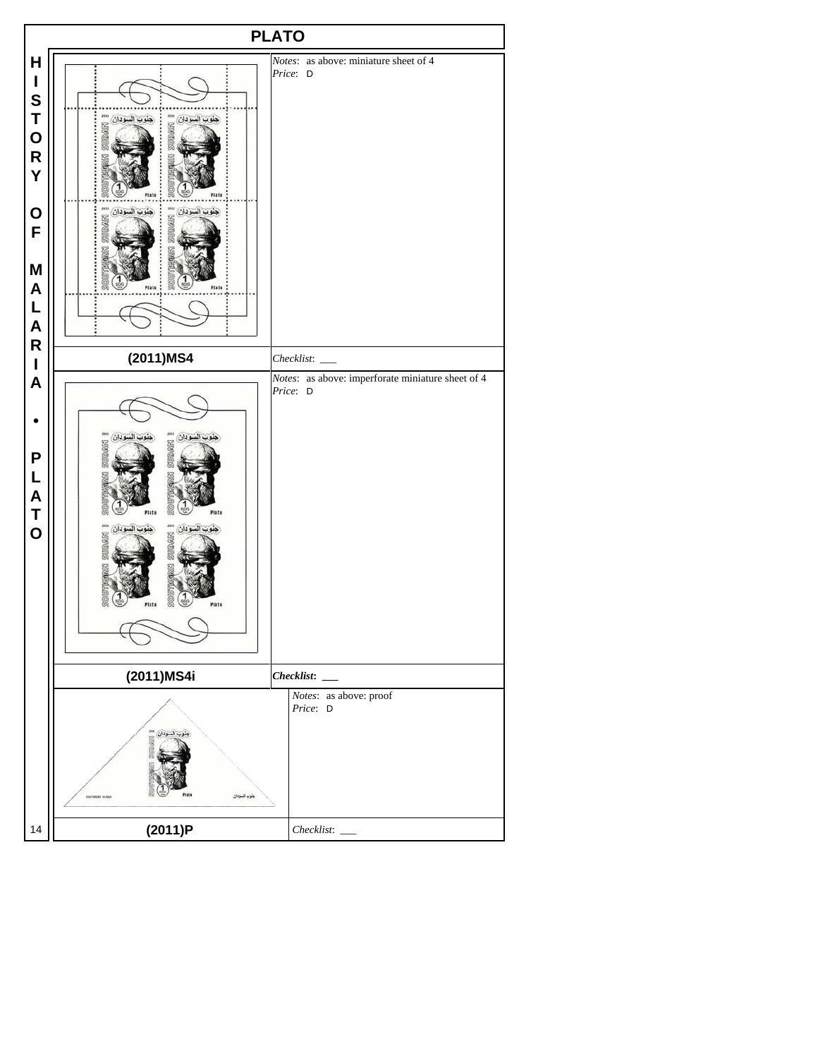# PLATO

| | |
|---|---|
| | *Notes*: as above: miniature sheet of 4<br>*Price*: D |
| **(2011)MS4** | *Checklist*: ___ |
| | *Notes*: as above: imperforate miniature sheet of 4<br>*Price*: D |
| **(2011)MS4i** | ***Checklist*:** ___ |
| | *Notes*: as above: proof<br>*Price*: D |
| **(2011)P** | *Checklist*: ___ |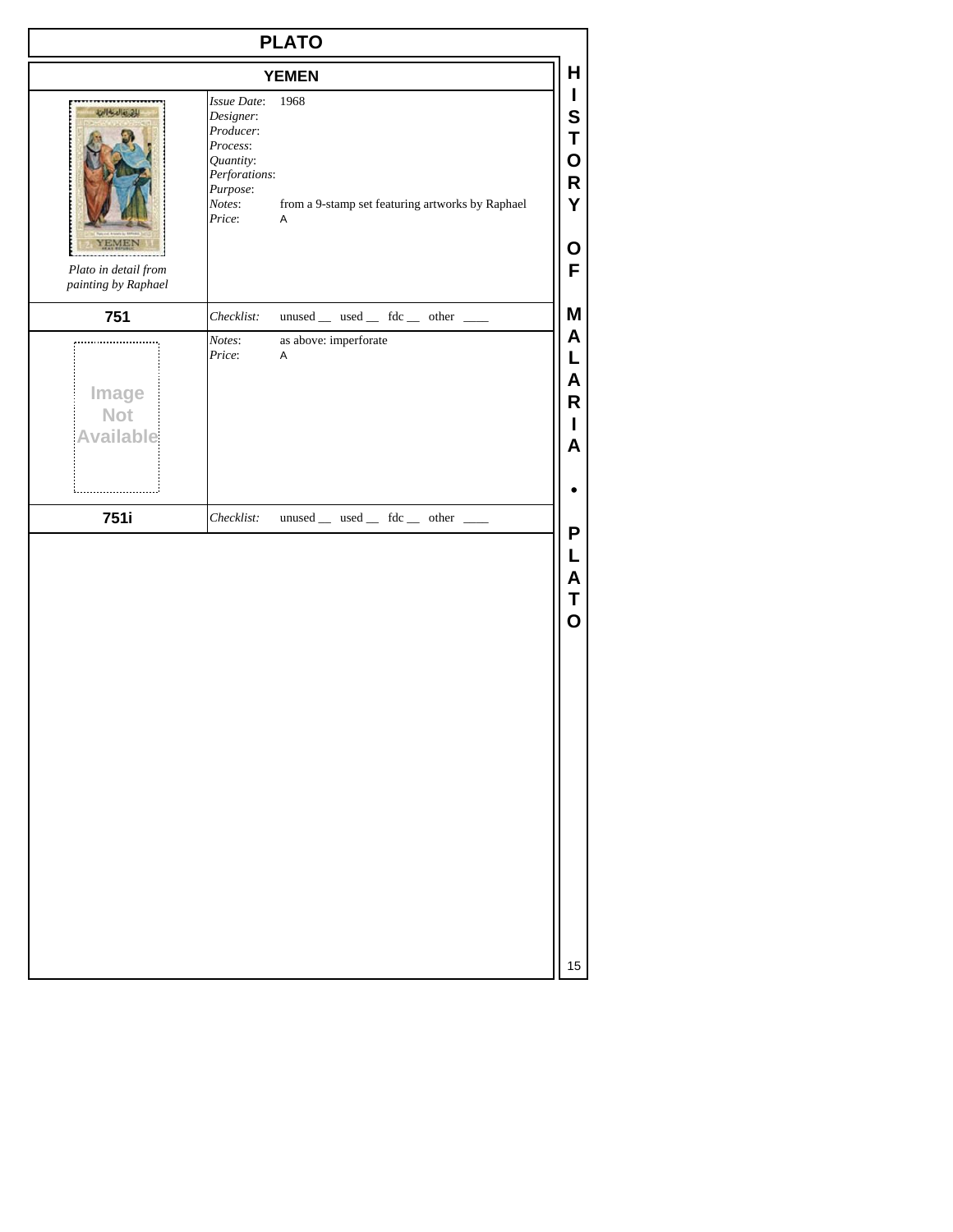# PLATO

## YEMEN

*Plato in detail from painting by Raphael*

*Issue Date*: 1968
*Designer*:
*Producer*:
*Process*:
*Quantity*:
*Perforations*:
*Purpose*:
*Notes*: from a 9-stamp set featuring artworks by Raphael
*Price*: A

**751** — *Checklist*: unused __ used __ fdc __ other ____

Image Not Available

*Notes*: as above: imperforate
*Price*: A

**751i** — *Checklist*: unused __ used __ fdc __ other ____